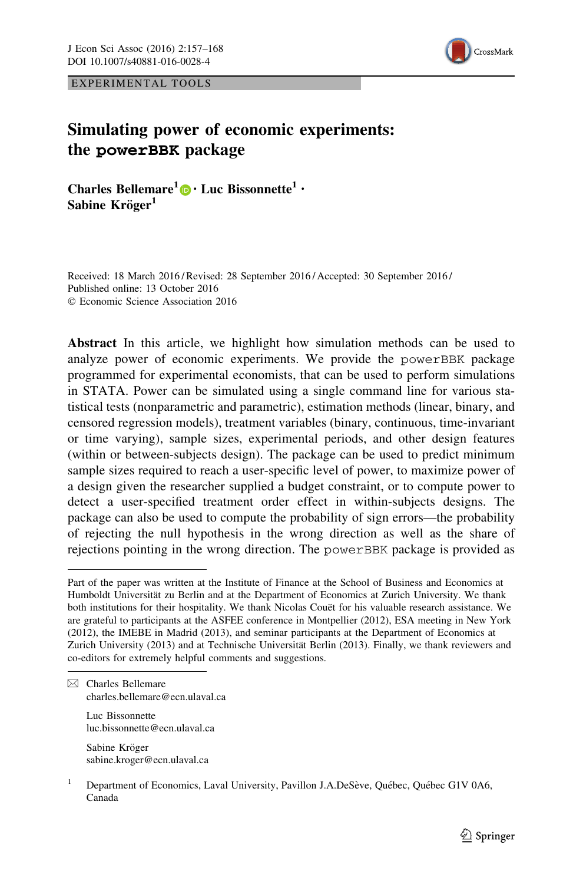EXPERIMENTAL TOOLS

# Simulating power of economic experiments: the powerBBK package

**Charles Bellemare[1] · Luc Bissonnette[1] · Sabine Kröger[1]**

Received: 18 March 2016 / Revised: 28 September 2016 / Accepted: 30 September 2016 / Published online: 13 October 2016
© Economic Science Association 2016

**Abstract** In this article, we highlight how simulation methods can be used to analyze power of economic experiments. We provide the powerBBK package programmed for experimental economists, that can be used to perform simulations in STATA. Power can be simulated using a single command line for various statistical tests (nonparametric and parametric), estimation methods (linear, binary, and censored regression models), treatment variables (binary, continuous, time-invariant or time varying), sample sizes, experimental periods, and other design features (within or between-subjects design). The package can be used to predict minimum sample sizes required to reach a user-specific level of power, to maximize power of a design given the researcher supplied a budget constraint, or to compute power to detect a user-specified treatment order effect in within-subjects designs. The package can also be used to compute the probability of sign errors—the probability of rejecting the null hypothesis in the wrong direction as well as the share of rejections pointing in the wrong direction. The powerBBK package is provided as

---

Part of the paper was written at the Institute of Finance at the School of Business and Economics at Humboldt Universität zu Berlin and at the Department of Economics at Zurich University. We thank both institutions for their hospitality. We thank Nicolas Couët for his valuable research assistance. We are grateful to participants at the ASFEE conference in Montpellier (2012), ESA meeting in New York (2012), the IMEBE in Madrid (2013), and seminar participants at the Department of Economics at Zurich University (2013) and at Technische Universität Berlin (2013). Finally, we thank reviewers and co-editors for extremely helpful comments and suggestions.

✉ Charles Bellemare
charles.bellemare@ecn.ulaval.ca

Luc Bissonnette
luc.bissonnette@ecn.ulaval.ca

Sabine Kröger
sabine.kroger@ecn.ulaval.ca

[1] Department of Economics, Laval University, Pavillon J.A.DeSève, Québec, Québec G1V 0A6, Canada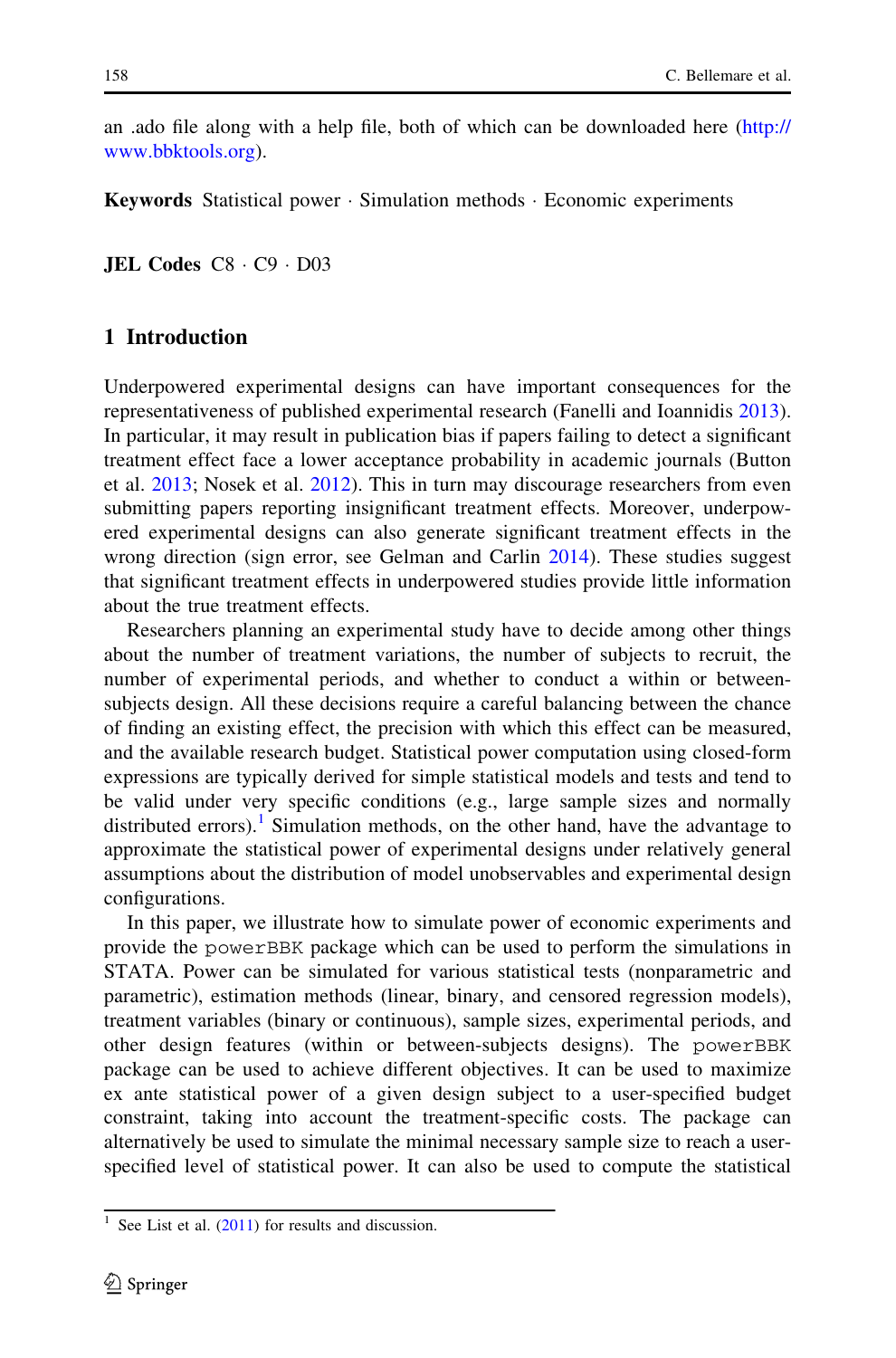an .ado file along with a help file, both of which can be downloaded here (http://www.bbktools.org).

**Keywords** Statistical power · Simulation methods · Economic experiments

**JEL Codes** C8 · C9 · D03

## 1 Introduction

Underpowered experimental designs can have important consequences for the representativeness of published experimental research (Fanelli and Ioannidis 2013). In particular, it may result in publication bias if papers failing to detect a significant treatment effect face a lower acceptance probability in academic journals (Button et al. 2013; Nosek et al. 2012). This in turn may discourage researchers from even submitting papers reporting insignificant treatment effects. Moreover, underpowered experimental designs can also generate significant treatment effects in the wrong direction (sign error, see Gelman and Carlin 2014). These studies suggest that significant treatment effects in underpowered studies provide little information about the true treatment effects.

Researchers planning an experimental study have to decide among other things about the number of treatment variations, the number of subjects to recruit, the number of experimental periods, and whether to conduct a within or between-subjects design. All these decisions require a careful balancing between the chance of finding an existing effect, the precision with which this effect can be measured, and the available research budget. Statistical power computation using closed-form expressions are typically derived for simple statistical models and tests and tend to be valid under very specific conditions (e.g., large sample sizes and normally distributed errors).[1] Simulation methods, on the other hand, have the advantage to approximate the statistical power of experimental designs under relatively general assumptions about the distribution of model unobservables and experimental design configurations.

In this paper, we illustrate how to simulate power of economic experiments and provide the `powerBBK` package which can be used to perform the simulations in STATA. Power can be simulated for various statistical tests (nonparametric and parametric), estimation methods (linear, binary, and censored regression models), treatment variables (binary or continuous), sample sizes, experimental periods, and other design features (within or between-subjects designs). The `powerBBK` package can be used to achieve different objectives. It can be used to maximize ex ante statistical power of a given design subject to a user-specified budget constraint, taking into account the treatment-specific costs. The package can alternatively be used to simulate the minimal necessary sample size to reach a user-specified level of statistical power. It can also be used to compute the statistical

[1] See List et al. (2011) for results and discussion.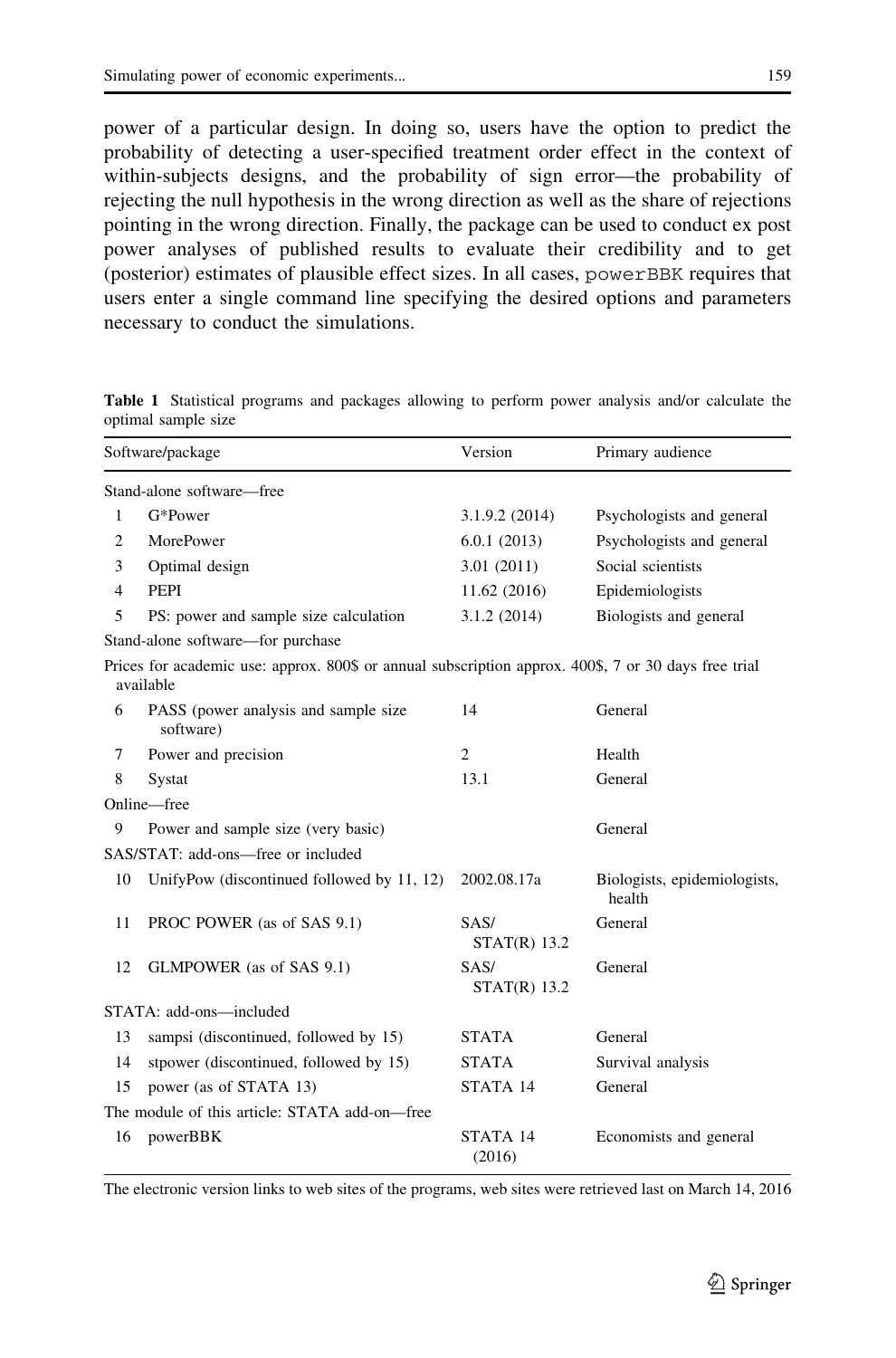power of a particular design. In doing so, users have the option to predict the probability of detecting a user-specified treatment order effect in the context of within-subjects designs, and the probability of sign error—the probability of rejecting the null hypothesis in the wrong direction as well as the share of rejections pointing in the wrong direction. Finally, the package can be used to conduct ex post power analyses of published results to evaluate their credibility and to get (posterior) estimates of plausible effect sizes. In all cases, powerBBK requires that users enter a single command line specifying the desired options and parameters necessary to conduct the simulations.

**Table 1** Statistical programs and packages allowing to perform power analysis and/or calculate the optimal sample size

| | Software/package | Version | Primary audience |
|---|---|---|---|
| Stand-alone software—free | | | |
| 1 | G*Power | 3.1.9.2 (2014) | Psychologists and general |
| 2 | MorePower | 6.0.1 (2013) | Psychologists and general |
| 3 | Optimal design | 3.01 (2011) | Social scientists |
| 4 | PEPI | 11.62 (2016) | Epidemiologists |
| 5 | PS: power and sample size calculation | 3.1.2 (2014) | Biologists and general |
| Stand-alone software—for purchase | | | |
| Prices for academic use: approx. 800$ or annual subscription approx. 400$, 7 or 30 days free trial available | | | |
| 6 | PASS (power analysis and sample size software) | 14 | General |
| 7 | Power and precision | 2 | Health |
| 8 | Systat | 13.1 | General |
| Online—free | | | |
| 9 | Power and sample size (very basic) | | General |
| SAS/STAT: add-ons—free or included | | | |
| 10 | UnifyPow (discontinued followed by 11, 12) | 2002.08.17a | Biologists, epidemiologists, health |
| 11 | PROC POWER (as of SAS 9.1) | SAS/ STAT(R) 13.2 | General |
| 12 | GLMPOWER (as of SAS 9.1) | SAS/ STAT(R) 13.2 | General |
| STATA: add-ons—included | | | |
| 13 | sampsi (discontinued, followed by 15) | STATA | General |
| 14 | stpower (discontinued, followed by 15) | STATA | Survival analysis |
| 15 | power (as of STATA 13) | STATA 14 | General |
| The module of this article: STATA add-on—free | | | |
| 16 | powerBBK | STATA 14 (2016) | Economists and general |

The electronic version links to web sites of the programs, web sites were retrieved last on March 14, 2016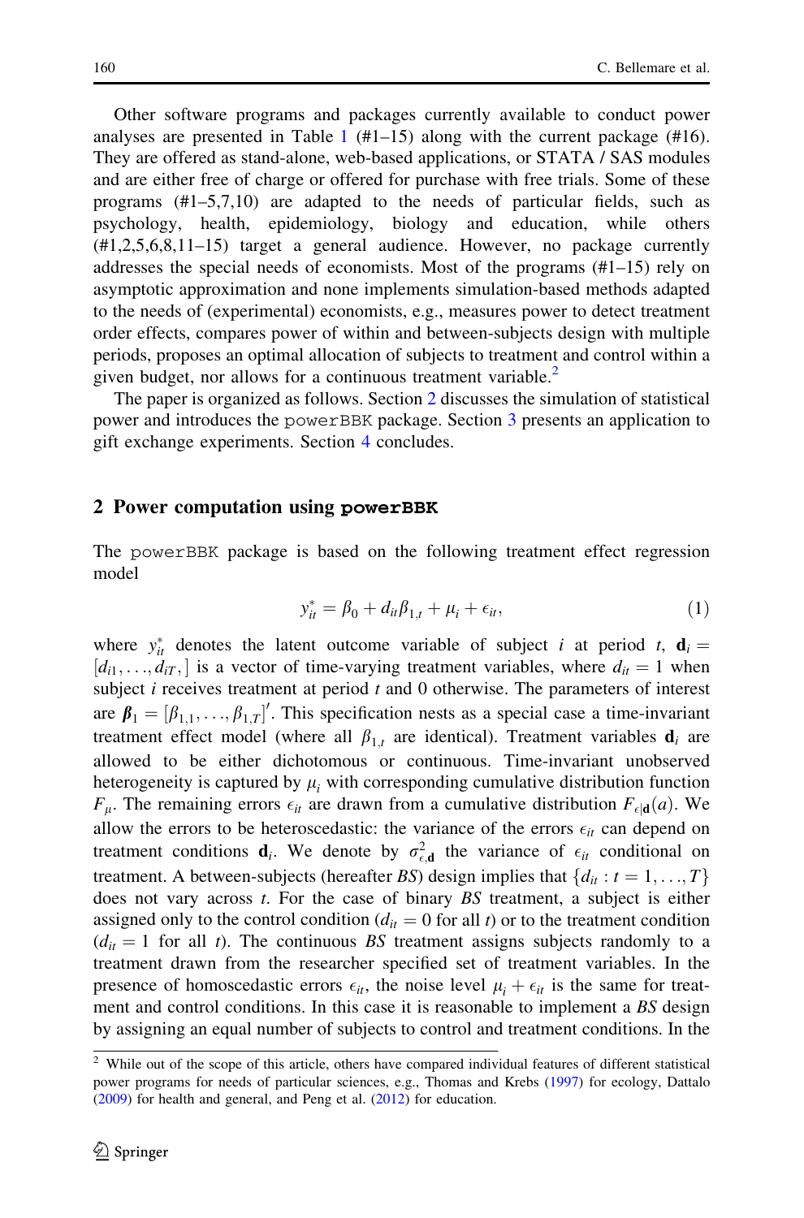Other software programs and packages currently available to conduct power analyses are presented in Table 1 (#1–15) along with the current package (#16). They are offered as stand-alone, web-based applications, or STATA / SAS modules and are either free of charge or offered for purchase with free trials. Some of these programs (#1–5,7,10) are adapted to the needs of particular fields, such as psychology, health, epidemiology, biology and education, while others (#1,2,5,6,8,11–15) target a general audience. However, no package currently addresses the special needs of economists. Most of the programs (#1–15) rely on asymptotic approximation and none implements simulation-based methods adapted to the needs of (experimental) economists, e.g., measures power to detect treatment order effects, compares power of within and between-subjects design with multiple periods, proposes an optimal allocation of subjects to treatment and control within a given budget, nor allows for a continuous treatment variable.[2]

The paper is organized as follows. Section 2 discusses the simulation of statistical power and introduces the powerBBK package. Section 3 presents an application to gift exchange experiments. Section 4 concludes.

## 2 Power computation using **powerBBK**

The powerBBK package is based on the following treatment effect regression model

$$y_{it}^{*} = \beta_0 + d_{it}\beta_{1,t} + \mu_i + \epsilon_{it}, \tag{1}$$

where $y_{it}^{*}$ denotes the latent outcome variable of subject $i$ at period $t$, $\mathbf{d}_i = [d_{i1}, \ldots, d_{iT},]$ is a vector of time-varying treatment variables, where $d_{it} = 1$ when subject $i$ receives treatment at period $t$ and 0 otherwise. The parameters of interest are $\boldsymbol{\beta}_1 = [\beta_{1,1}, \ldots, \beta_{1,T}]'$. This specification nests as a special case a time-invariant treatment effect model (where all $\beta_{1,t}$ are identical). Treatment variables $\mathbf{d}_i$ are allowed to be either dichotomous or continuous. Time-invariant unobserved heterogeneity is captured by $\mu_i$ with corresponding cumulative distribution function $F_\mu$. The remaining errors $\epsilon_{it}$ are drawn from a cumulative distribution $F_{\epsilon|\mathbf{d}}(a)$. We allow the errors to be heteroscedastic: the variance of the errors $\epsilon_{it}$ can depend on treatment conditions $\mathbf{d}_i$. We denote by $\sigma_{\epsilon,\mathbf{d}}^2$ the variance of $\epsilon_{it}$ conditional on treatment. A between-subjects (hereafter *BS*) design implies that $\{d_{it} : t = 1, \ldots, T\}$ does not vary across $t$. For the case of binary *BS* treatment, a subject is either assigned only to the control condition ($d_{it} = 0$ for all $t$) or to the treatment condition ($d_{it} = 1$ for all $t$). The continuous *BS* treatment assigns subjects randomly to a treatment drawn from the researcher specified set of treatment variables. In the presence of homoscedastic errors $\epsilon_{it}$, the noise level $\mu_i + \epsilon_{it}$ is the same for treatment and control conditions. In this case it is reasonable to implement a *BS* design by assigning an equal number of subjects to control and treatment conditions. In the

[2] While out of the scope of this article, others have compared individual features of different statistical power programs for needs of particular sciences, e.g., Thomas and Krebs (1997) for ecology, Dattalo (2009) for health and general, and Peng et al. (2012) for education.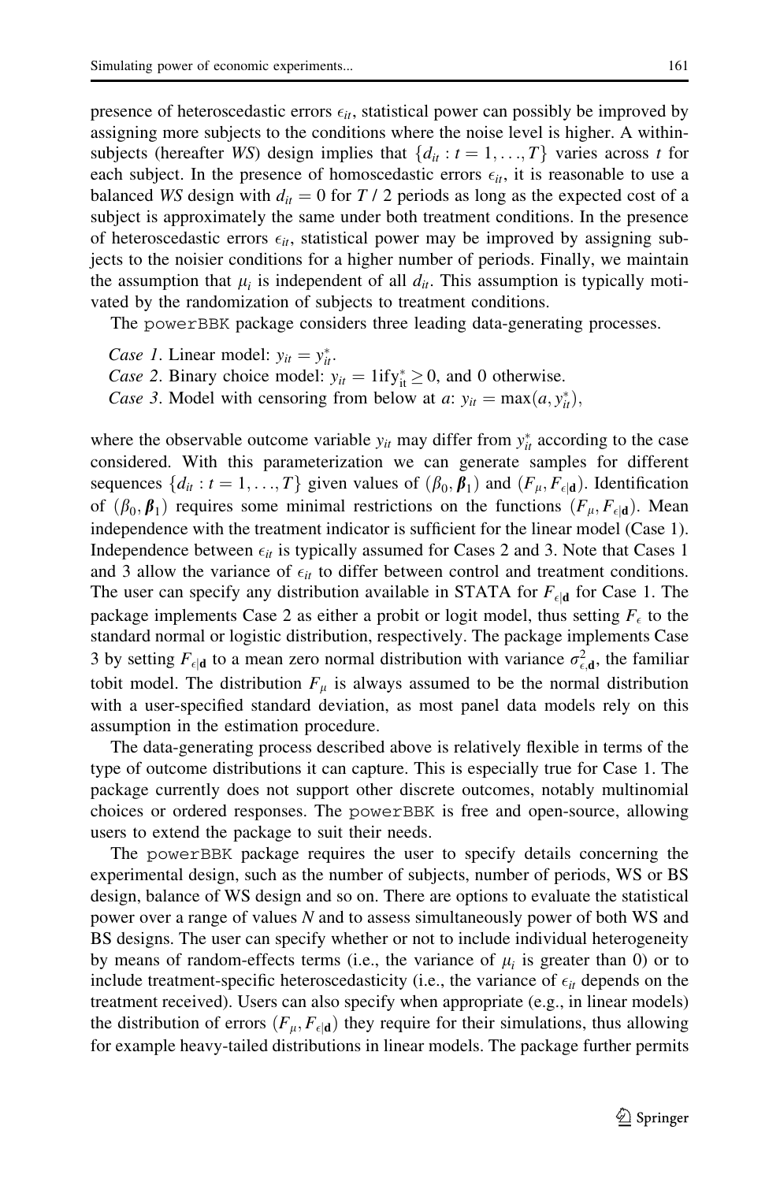presence of heteroscedastic errors $\epsilon_{it}$, statistical power can possibly be improved by assigning more subjects to the conditions where the noise level is higher. A within-subjects (hereafter *WS*) design implies that $\{d_{it} : t = 1, \ldots, T\}$ varies across $t$ for each subject. In the presence of homoscedastic errors $\epsilon_{it}$, it is reasonable to use a balanced *WS* design with $d_{it} = 0$ for $T$ / 2 periods as long as the expected cost of a subject is approximately the same under both treatment conditions. In the presence of heteroscedastic errors $\epsilon_{it}$, statistical power may be improved by assigning subjects to the noisier conditions for a higher number of periods. Finally, we maintain the assumption that $\mu_i$ is independent of all $d_{it}$. This assumption is typically motivated by the randomization of subjects to treatment conditions.

The powerBBK package considers three leading data-generating processes.

*Case 1*. Linear model: $y_{it} = y^*_{it}$.
*Case 2*. Binary choice model: $y_{it} = 1 \text{if} y^*_{it} \geq 0$, and 0 otherwise.
*Case 3*. Model with censoring from below at $a$: $y_{it} = \max(a, y^*_{it})$,

where the observable outcome variable $y_{it}$ may differ from $y^*_{it}$ according to the case considered. With this parameterization we can generate samples for different sequences $\{d_{it} : t = 1, \ldots, T\}$ given values of $(\beta_0, \boldsymbol{\beta}_1)$ and $(F_\mu, F_{\epsilon|\mathbf{d}})$. Identification of $(\beta_0, \boldsymbol{\beta}_1)$ requires some minimal restrictions on the functions $(F_\mu, F_{\epsilon|\mathbf{d}})$. Mean independence with the treatment indicator is sufficient for the linear model (Case 1). Independence between $\epsilon_{it}$ is typically assumed for Cases 2 and 3. Note that Cases 1 and 3 allow the variance of $\epsilon_{it}$ to differ between control and treatment conditions. The user can specify any distribution available in STATA for $F_{\epsilon|\mathbf{d}}$ for Case 1. The package implements Case 2 as either a probit or logit model, thus setting $F_\epsilon$ to the standard normal or logistic distribution, respectively. The package implements Case 3 by setting $F_{\epsilon|\mathbf{d}}$ to a mean zero normal distribution with variance $\sigma^2_{\epsilon,\mathbf{d}}$, the familiar tobit model. The distribution $F_\mu$ is always assumed to be the normal distribution with a user-specified standard deviation, as most panel data models rely on this assumption in the estimation procedure.

The data-generating process described above is relatively flexible in terms of the type of outcome distributions it can capture. This is especially true for Case 1. The package currently does not support other discrete outcomes, notably multinomial choices or ordered responses. The powerBBK is free and open-source, allowing users to extend the package to suit their needs.

The powerBBK package requires the user to specify details concerning the experimental design, such as the number of subjects, number of periods, WS or BS design, balance of WS design and so on. There are options to evaluate the statistical power over a range of values $N$ and to assess simultaneously power of both WS and BS designs. The user can specify whether or not to include individual heterogeneity by means of random-effects terms (i.e., the variance of $\mu_i$ is greater than 0) or to include treatment-specific heteroscedasticity (i.e., the variance of $\epsilon_{it}$ depends on the treatment received). Users can also specify when appropriate (e.g., in linear models) the distribution of errors $(F_\mu, F_{\epsilon|\mathbf{d}})$ they require for their simulations, thus allowing for example heavy-tailed distributions in linear models. The package further permits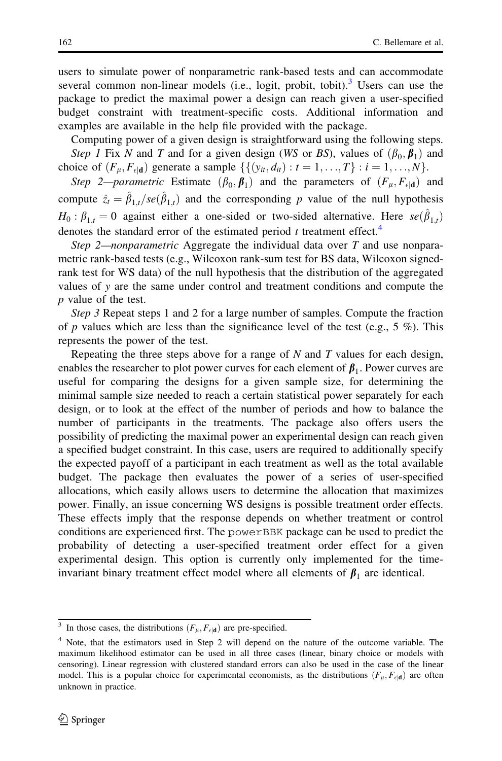users to simulate power of nonparametric rank-based tests and can accommodate several common non-linear models (i.e., logit, probit, tobit).[3] Users can use the package to predict the maximal power a design can reach given a user-specified budget constraint with treatment-specific costs. Additional information and examples are available in the help file provided with the package.

Computing power of a given design is straightforward using the following steps.

*Step 1* Fix $N$ and $T$ and for a given design (*WS* or *BS*), values of $(\beta_0, \boldsymbol{\beta}_1)$ and choice of $(F_\mu, F_{\epsilon|\mathbf{d}})$ generate a sample $\{\{(y_{it}, d_{it}) : t = 1, \ldots, T\} : i = 1, \ldots, N\}$.

*Step 2—parametric* Estimate $(\beta_0, \boldsymbol{\beta}_1)$ and the parameters of $(F_\mu, F_{\epsilon|\mathbf{d}})$ and compute $\hat{z}_t = \hat{\beta}_{1,t}/se(\hat{\beta}_{1,t})$ and the corresponding $p$ value of the null hypothesis $H_0 : \beta_{1,t} = 0$ against either a one-sided or two-sided alternative. Here $se(\hat{\beta}_{1,t})$ denotes the standard error of the estimated period $t$ treatment effect.[4]

*Step 2—nonparametric* Aggregate the individual data over $T$ and use nonparametric rank-based tests (e.g., Wilcoxon rank-sum test for BS data, Wilcoxon signed-rank test for WS data) of the null hypothesis that the distribution of the aggregated values of $y$ are the same under control and treatment conditions and compute the $p$ value of the test.

*Step 3* Repeat steps 1 and 2 for a large number of samples. Compute the fraction of $p$ values which are less than the significance level of the test (e.g., 5 %). This represents the power of the test.

Repeating the three steps above for a range of $N$ and $T$ values for each design, enables the researcher to plot power curves for each element of $\boldsymbol{\beta}_1$. Power curves are useful for comparing the designs for a given sample size, for determining the minimal sample size needed to reach a certain statistical power separately for each design, or to look at the effect of the number of periods and how to balance the number of participants in the treatments. The package also offers users the possibility of predicting the maximal power an experimental design can reach given a specified budget constraint. In this case, users are required to additionally specify the expected payoff of a participant in each treatment as well as the total available budget. The package then evaluates the power of a series of user-specified allocations, which easily allows users to determine the allocation that maximizes power. Finally, an issue concerning WS designs is possible treatment order effects. These effects imply that the response depends on whether treatment or control conditions are experienced first. The `powerBBK` package can be used to predict the probability of detecting a user-specified treatment order effect for a given experimental design. This option is currently only implemented for the time-invariant binary treatment effect model where all elements of $\boldsymbol{\beta}_1$ are identical.

---

[3] In those cases, the distributions $(F_\mu, F_{\epsilon|\mathbf{d}})$ are pre-specified.

[4] Note, that the estimators used in Step 2 will depend on the nature of the outcome variable. The maximum likelihood estimator can be used in all three cases (linear, binary choice or models with censoring). Linear regression with clustered standard errors can also be used in the case of the linear model. This is a popular choice for experimental economists, as the distributions $(F_\mu, F_{\epsilon|\mathbf{d}})$ are often unknown in practice.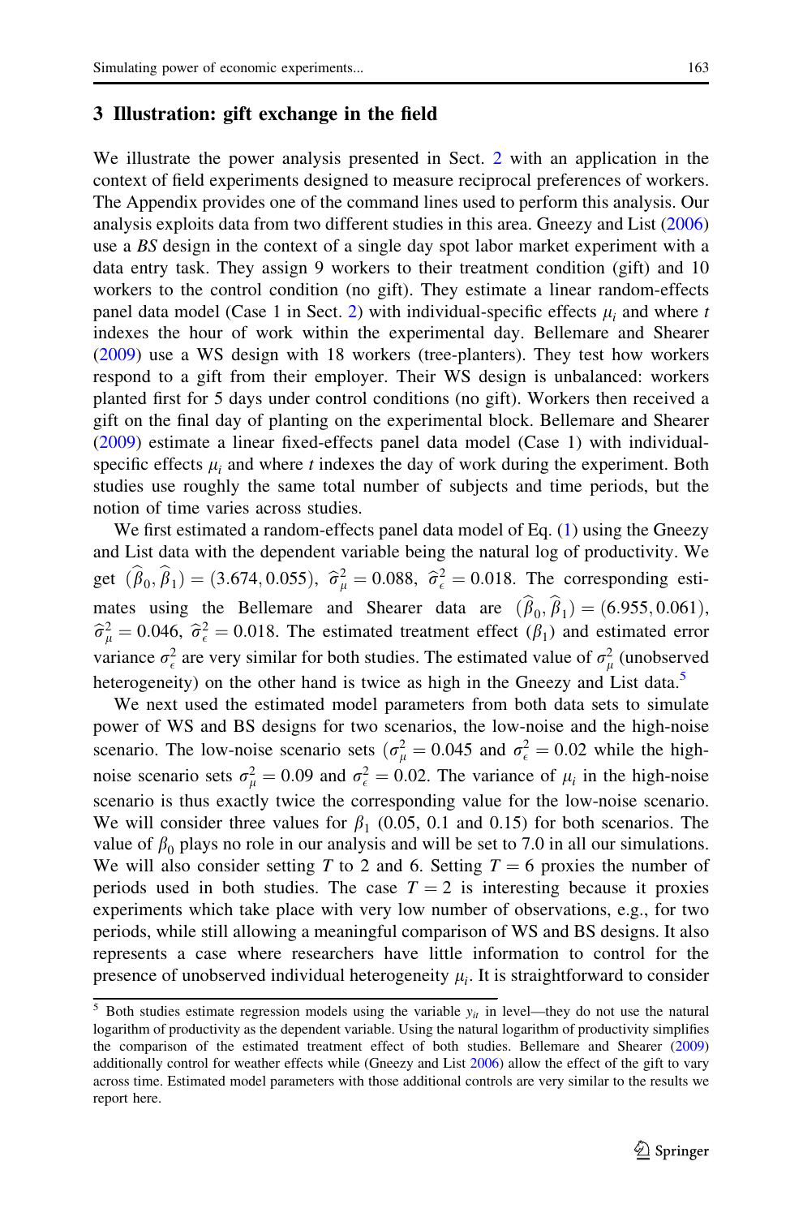## 3 Illustration: gift exchange in the field

We illustrate the power analysis presented in Sect. 2 with an application in the context of field experiments designed to measure reciprocal preferences of workers. The Appendix provides one of the command lines used to perform this analysis. Our analysis exploits data from two different studies in this area. Gneezy and List (2006) use a *BS* design in the context of a single day spot labor market experiment with a data entry task. They assign 9 workers to their treatment condition (gift) and 10 workers to the control condition (no gift). They estimate a linear random-effects panel data model (Case 1 in Sect. 2) with individual-specific effects $\mu_i$ and where $t$ indexes the hour of work within the experimental day. Bellemare and Shearer (2009) use a WS design with 18 workers (tree-planters). They test how workers respond to a gift from their employer. Their WS design is unbalanced: workers planted first for 5 days under control conditions (no gift). Workers then received a gift on the final day of planting on the experimental block. Bellemare and Shearer (2009) estimate a linear fixed-effects panel data model (Case 1) with individual-specific effects $\mu_i$ and where $t$ indexes the day of work during the experiment. Both studies use roughly the same total number of subjects and time periods, but the notion of time varies across studies.

We first estimated a random-effects panel data model of Eq. (1) using the Gneezy and List data with the dependent variable being the natural log of productivity. We get $(\widehat{\beta}_0, \widehat{\beta}_1) = (3.674, 0.055)$, $\widehat{\sigma}^2_\mu = 0.088$, $\widehat{\sigma}^2_\epsilon = 0.018$. The corresponding estimates using the Bellemare and Shearer data are $(\widehat{\beta}_0, \widehat{\beta}_1) = (6.955, 0.061)$, $\widehat{\sigma}^2_\mu = 0.046$, $\widehat{\sigma}^2_\epsilon = 0.018$. The estimated treatment effect $(\beta_1)$ and estimated error variance $\sigma^2_\epsilon$ are very similar for both studies. The estimated value of $\sigma^2_\mu$ (unobserved heterogeneity) on the other hand is twice as high in the Gneezy and List data.[5]

We next used the estimated model parameters from both data sets to simulate power of WS and BS designs for two scenarios, the low-noise and the high-noise scenario. The low-noise scenario sets ($\sigma^2_\mu = 0.045$ and $\sigma^2_\epsilon = 0.02$ while the high-noise scenario sets $\sigma^2_\mu = 0.09$ and $\sigma^2_\epsilon = 0.02$. The variance of $\mu_i$ in the high-noise scenario is thus exactly twice the corresponding value for the low-noise scenario. We will consider three values for $\beta_1$ (0.05, 0.1 and 0.15) for both scenarios. The value of $\beta_0$ plays no role in our analysis and will be set to 7.0 in all our simulations. We will also consider setting $T$ to 2 and 6. Setting $T = 6$ proxies the number of periods used in both studies. The case $T = 2$ is interesting because it proxies experiments which take place with very low number of observations, e.g., for two periods, while still allowing a meaningful comparison of WS and BS designs. It also represents a case where researchers have little information to control for the presence of unobserved individual heterogeneity $\mu_i$. It is straightforward to consider

[5] Both studies estimate regression models using the variable $y_{it}$ in level—they do not use the natural logarithm of productivity as the dependent variable. Using the natural logarithm of productivity simplifies the comparison of the estimated treatment effect of both studies. Bellemare and Shearer (2009) additionally control for weather effects while (Gneezy and List 2006) allow the effect of the gift to vary across time. Estimated model parameters with those additional controls are very similar to the results we report here.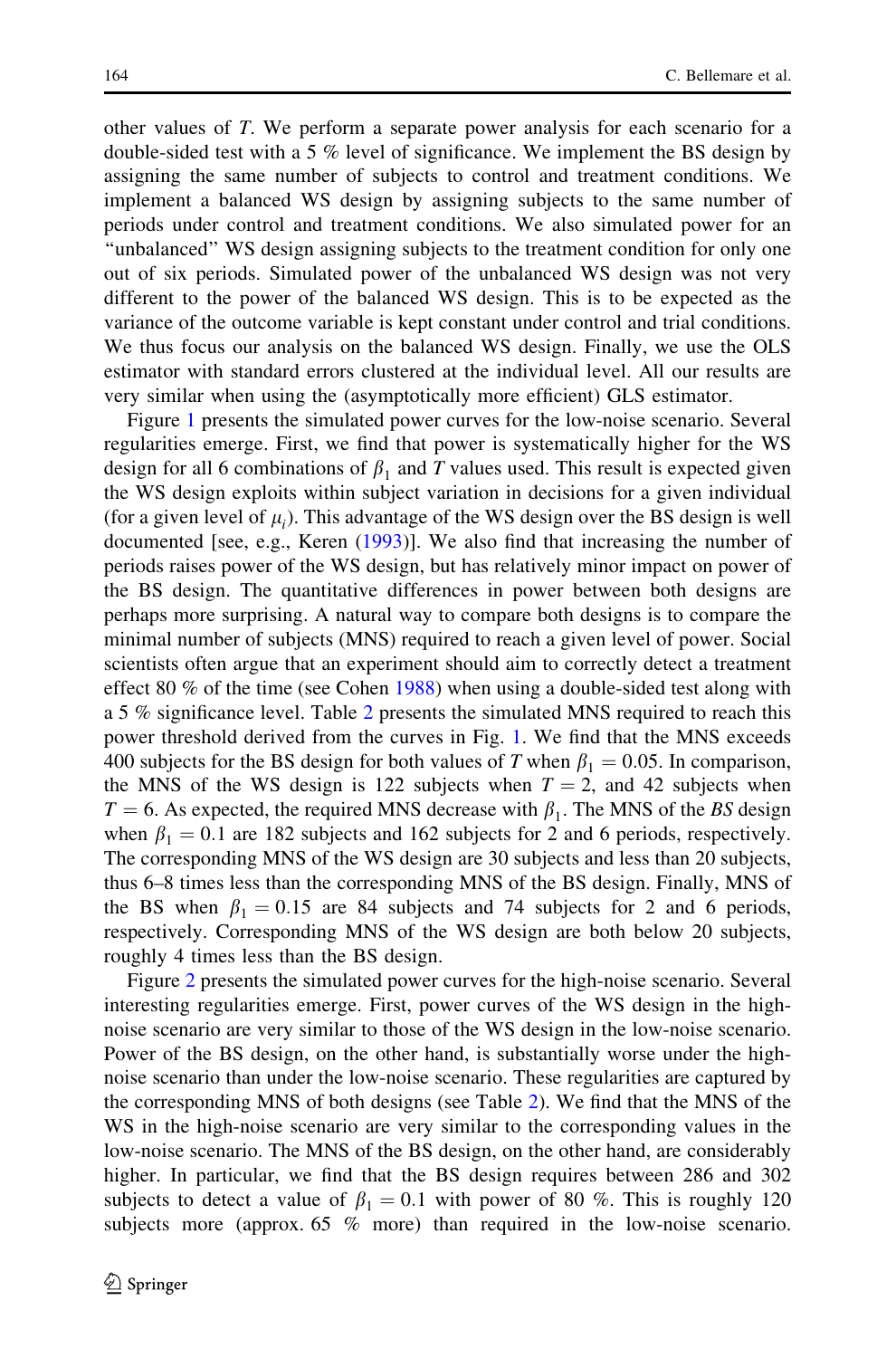other values of $T$. We perform a separate power analysis for each scenario for a double-sided test with a 5 % level of significance. We implement the BS design by assigning the same number of subjects to control and treatment conditions. We implement a balanced WS design by assigning subjects to the same number of periods under control and treatment conditions. We also simulated power for an "unbalanced" WS design assigning subjects to the treatment condition for only one out of six periods. Simulated power of the unbalanced WS design was not very different to the power of the balanced WS design. This is to be expected as the variance of the outcome variable is kept constant under control and trial conditions. We thus focus our analysis on the balanced WS design. Finally, we use the OLS estimator with standard errors clustered at the individual level. All our results are very similar when using the (asymptotically more efficient) GLS estimator.

Figure 1 presents the simulated power curves for the low-noise scenario. Several regularities emerge. First, we find that power is systematically higher for the WS design for all 6 combinations of $\beta_1$ and $T$ values used. This result is expected given the WS design exploits within subject variation in decisions for a given individual (for a given level of $\mu_i$). This advantage of the WS design over the BS design is well documented [see, e.g., Keren (1993)]. We also find that increasing the number of periods raises power of the WS design, but has relatively minor impact on power of the BS design. The quantitative differences in power between both designs are perhaps more surprising. A natural way to compare both designs is to compare the minimal number of subjects (MNS) required to reach a given level of power. Social scientists often argue that an experiment should aim to correctly detect a treatment effect 80 % of the time (see Cohen 1988) when using a double-sided test along with a 5 % significance level. Table 2 presents the simulated MNS required to reach this power threshold derived from the curves in Fig. 1. We find that the MNS exceeds 400 subjects for the BS design for both values of $T$ when $\beta_1 = 0.05$. In comparison, the MNS of the WS design is 122 subjects when $T = 2$, and 42 subjects when $T = 6$. As expected, the required MNS decrease with $\beta_1$. The MNS of the *BS* design when $\beta_1 = 0.1$ are 182 subjects and 162 subjects for 2 and 6 periods, respectively. The corresponding MNS of the WS design are 30 subjects and less than 20 subjects, thus 6–8 times less than the corresponding MNS of the BS design. Finally, MNS of the BS when $\beta_1 = 0.15$ are 84 subjects and 74 subjects for 2 and 6 periods, respectively. Corresponding MNS of the WS design are both below 20 subjects, roughly 4 times less than the BS design.

Figure 2 presents the simulated power curves for the high-noise scenario. Several interesting regularities emerge. First, power curves of the WS design in the high-noise scenario are very similar to those of the WS design in the low-noise scenario. Power of the BS design, on the other hand, is substantially worse under the high-noise scenario than under the low-noise scenario. These regularities are captured by the corresponding MNS of both designs (see Table 2). We find that the MNS of the WS in the high-noise scenario are very similar to the corresponding values in the low-noise scenario. The MNS of the BS design, on the other hand, are considerably higher. In particular, we find that the BS design requires between 286 and 302 subjects to detect a value of $\beta_1 = 0.1$ with power of 80 %. This is roughly 120 subjects more (approx. 65 % more) than required in the low-noise scenario.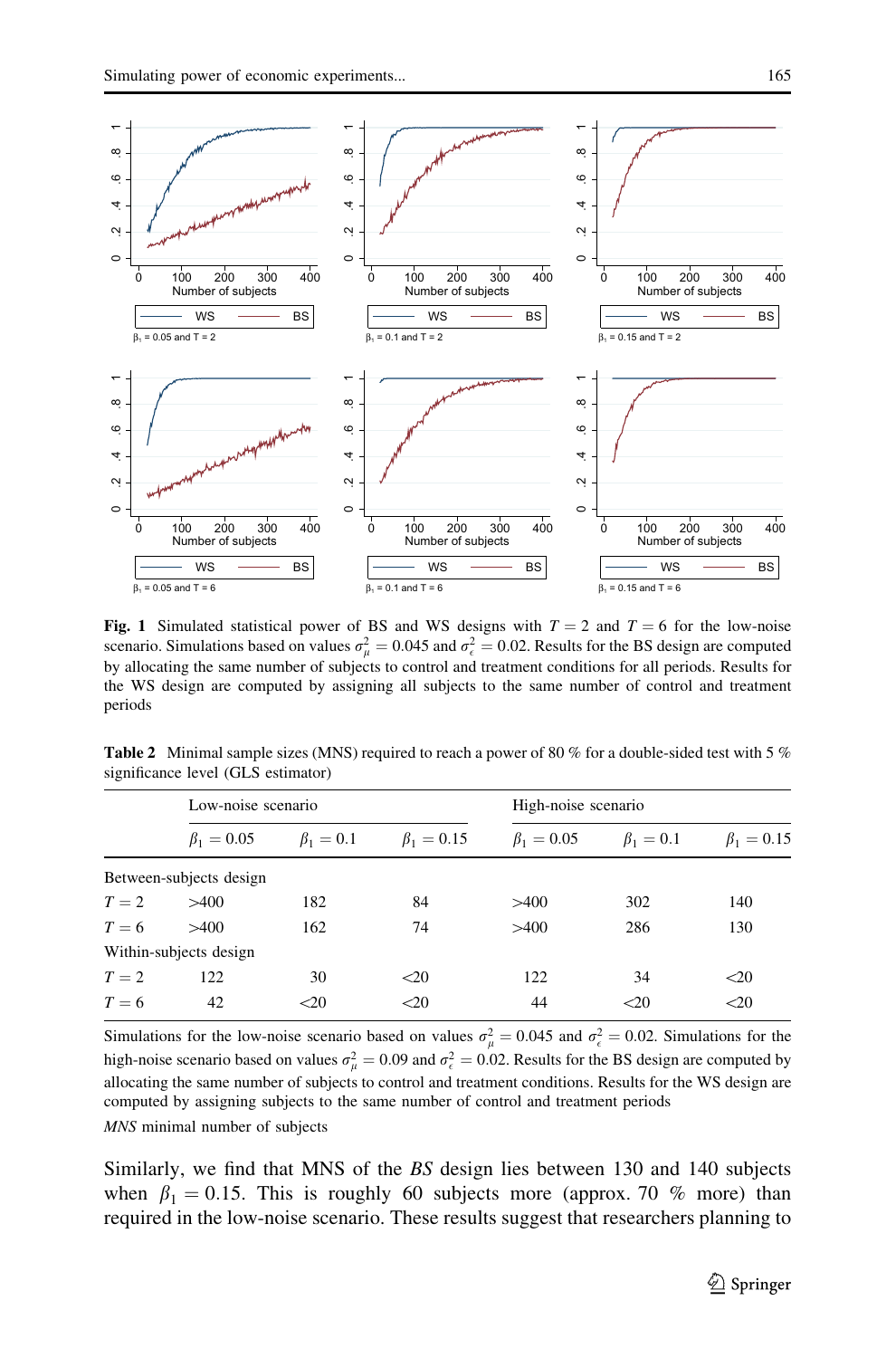**Fig. 1** Simulated statistical power of BS and WS designs with $T = 2$ and $T = 6$ for the low-noise scenario. Simulations based on values $\sigma_\mu^2 = 0.045$ and $\sigma_\epsilon^2 = 0.02$. Results for the BS design are computed by allocating the same number of subjects to control and treatment conditions for all periods. Results for the WS design are computed by assigning all subjects to the same number of control and treatment periods

**Table 2** Minimal sample sizes (MNS) required to reach a power of 80 % for a double-sided test with 5 % significance level (GLS estimator)

| | Low-noise scenario | | | High-noise scenario | | |
|---|---|---|---|---|---|---|
| | $\beta_1 = 0.05$ | $\beta_1 = 0.1$ | $\beta_1 = 0.15$ | $\beta_1 = 0.05$ | $\beta_1 = 0.1$ | $\beta_1 = 0.15$ |
| Between-subjects design | | | | | | |
| $T = 2$ | >400 | 182 | 84 | >400 | 302 | 140 |
| $T = 6$ | >400 | 162 | 74 | >400 | 286 | 130 |
| Within-subjects design | | | | | | |
| $T = 2$ | 122 | 30 | <20 | 122 | 34 | <20 |
| $T = 6$ | 42 | <20 | <20 | 44 | <20 | <20 |

Simulations for the low-noise scenario based on values $\sigma_\mu^2 = 0.045$ and $\sigma_\epsilon^2 = 0.02$. Simulations for the high-noise scenario based on values $\sigma_\mu^2 = 0.09$ and $\sigma_\epsilon^2 = 0.02$. Results for the BS design are computed by allocating the same number of subjects to control and treatment conditions. Results for the WS design are computed by assigning subjects to the same number of control and treatment periods

*MNS* minimal number of subjects

Similarly, we find that MNS of the *BS* design lies between 130 and 140 subjects when $\beta_1 = 0.15$. This is roughly 60 subjects more (approx. 70 % more) than required in the low-noise scenario. These results suggest that researchers planning to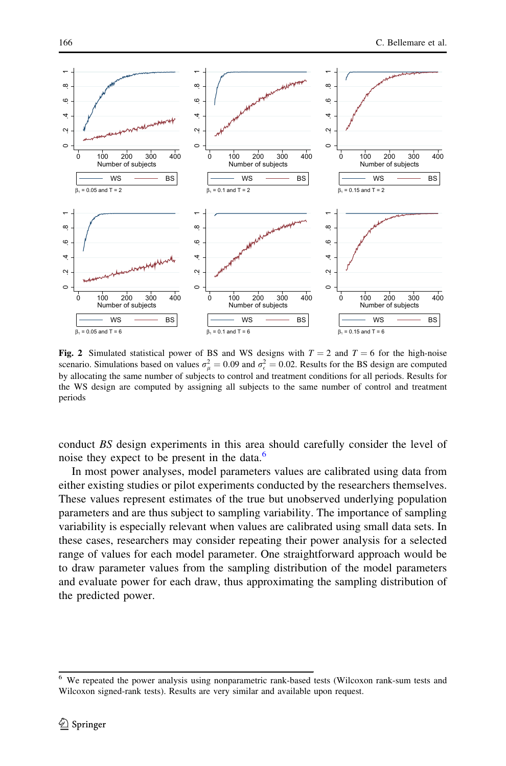**Fig. 2** Simulated statistical power of BS and WS designs with $T = 2$ and $T = 6$ for the high-noise scenario. Simulations based on values $\sigma_{\mu}^{2} = 0.09$ and $\sigma_{\epsilon}^{2} = 0.02$. Results for the BS design are computed by allocating the same number of subjects to control and treatment conditions for all periods. Results for the WS design are computed by assigning all subjects to the same number of control and treatment periods

conduct *BS* design experiments in this area should carefully consider the level of noise they expect to be present in the data.[6]

In most power analyses, model parameters values are calibrated using data from either existing studies or pilot experiments conducted by the researchers themselves. These values represent estimates of the true but unobserved underlying population parameters and are thus subject to sampling variability. The importance of sampling variability is especially relevant when values are calibrated using small data sets. In these cases, researchers may consider repeating their power analysis for a selected range of values for each model parameter. One straightforward approach would be to draw parameter values from the sampling distribution of the model parameters and evaluate power for each draw, thus approximating the sampling distribution of the predicted power.

[6] We repeated the power analysis using nonparametric rank-based tests (Wilcoxon rank-sum tests and Wilcoxon signed-rank tests). Results are very similar and available upon request.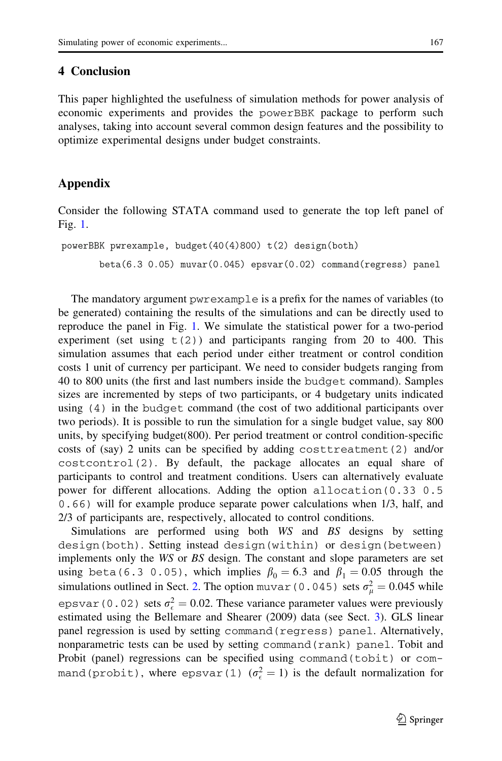## 4 Conclusion

This paper highlighted the usefulness of simulation methods for power analysis of economic experiments and provides the powerBBK package to perform such analyses, taking into account several common design features and the possibility to optimize experimental designs under budget constraints.

## Appendix

Consider the following STATA command used to generate the top left panel of Fig. 1.

```
powerBBK pwrexample, budget(40(4)800) t(2) design(both)
      beta(6.3 0.05) muvar(0.045) epsvar(0.02) command(regress) panel
```

The mandatory argument pwrexample is a prefix for the names of variables (to be generated) containing the results of the simulations and can be directly used to reproduce the panel in Fig. 1. We simulate the statistical power for a two-period experiment (set using t(2)) and participants ranging from 20 to 400. This simulation assumes that each period under either treatment or control condition costs 1 unit of currency per participant. We need to consider budgets ranging from 40 to 800 units (the first and last numbers inside the budget command). Samples sizes are incremented by steps of two participants, or 4 budgetary units indicated using (4) in the budget command (the cost of two additional participants over two periods). It is possible to run the simulation for a single budget value, say 800 units, by specifying budget(800). Per period treatment or control condition-specific costs of (say) 2 units can be specified by adding costtreatment(2) and/or costcontrol(2). By default, the package allocates an equal share of participants to control and treatment conditions. Users can alternatively evaluate power for different allocations. Adding the option allocation(0.33 0.5 0.66) will for example produce separate power calculations when 1/3, half, and 2/3 of participants are, respectively, allocated to control conditions.

Simulations are performed using both *WS* and *BS* designs by setting design(both). Setting instead design(within) or design(between) implements only the *WS* or *BS* design. The constant and slope parameters are set using beta(6.3 0.05), which implies $\beta_0 = 6.3$ and $\beta_1 = 0.05$ through the simulations outlined in Sect. 2. The option muvar(0.045) sets $\sigma_\mu^2 = 0.045$ while epsvar(0.02) sets $\sigma_\epsilon^2 = 0.02$. These variance parameter values were previously estimated using the Bellemare and Shearer (2009) data (see Sect. 3). GLS linear panel regression is used by setting command(regress) panel. Alternatively, nonparametric tests can be used by setting command(rank) panel. Tobit and Probit (panel) regressions can be specified using command(tobit) or command(probit), where epsvar(1) ($\sigma_\epsilon^2 = 1$) is the default normalization for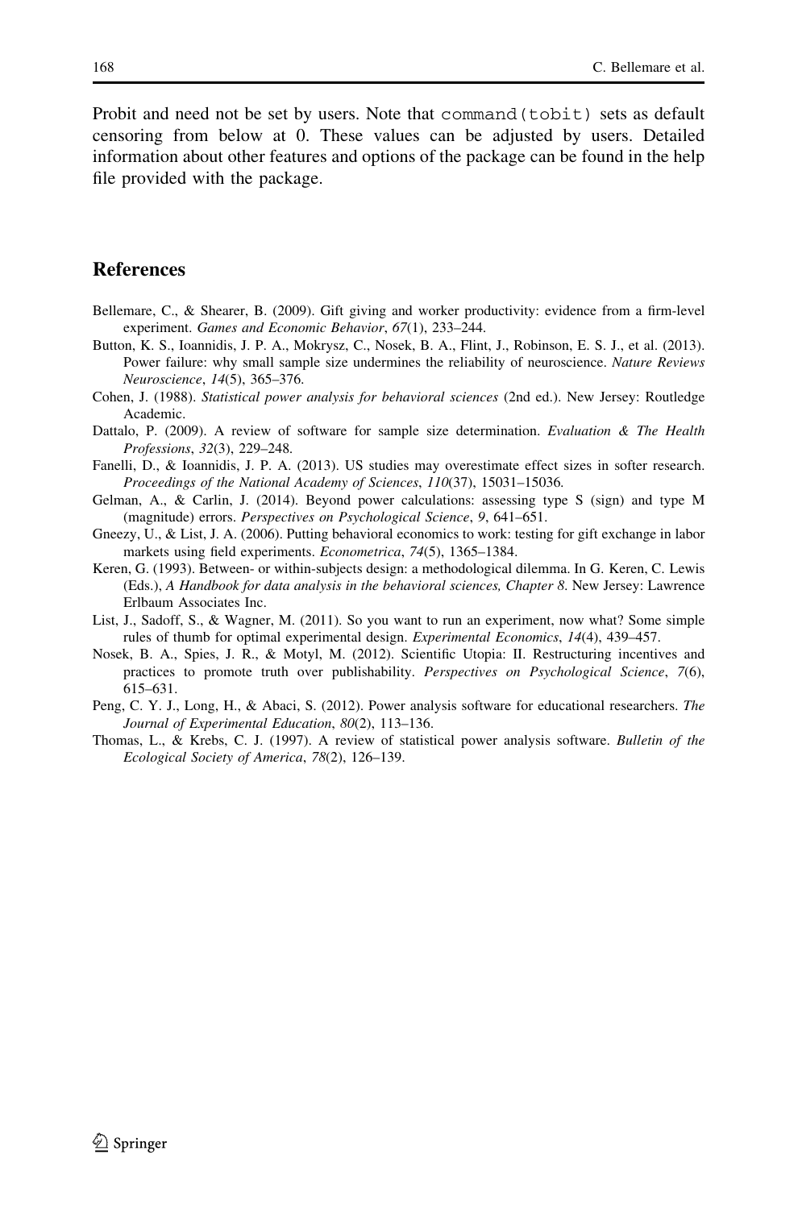Probit and need not be set by users. Note that `command(tobit)` sets as default censoring from below at 0. These values can be adjusted by users. Detailed information about other features and options of the package can be found in the help file provided with the package.

## References

Bellemare, C., & Shearer, B. (2009). Gift giving and worker productivity: evidence from a firm-level experiment. *Games and Economic Behavior*, *67*(1), 233–244.

Button, K. S., Ioannidis, J. P. A., Mokrysz, C., Nosek, B. A., Flint, J., Robinson, E. S. J., et al. (2013). Power failure: why small sample size undermines the reliability of neuroscience. *Nature Reviews Neuroscience*, *14*(5), 365–376.

Cohen, J. (1988). *Statistical power analysis for behavioral sciences* (2nd ed.). New Jersey: Routledge Academic.

Dattalo, P. (2009). A review of software for sample size determination. *Evaluation & The Health Professions*, *32*(3), 229–248.

Fanelli, D., & Ioannidis, J. P. A. (2013). US studies may overestimate effect sizes in softer research. *Proceedings of the National Academy of Sciences*, *110*(37), 15031–15036.

Gelman, A., & Carlin, J. (2014). Beyond power calculations: assessing type S (sign) and type M (magnitude) errors. *Perspectives on Psychological Science*, *9*, 641–651.

Gneezy, U., & List, J. A. (2006). Putting behavioral economics to work: testing for gift exchange in labor markets using field experiments. *Econometrica*, *74*(5), 1365–1384.

Keren, G. (1993). Between- or within-subjects design: a methodological dilemma. In G. Keren, C. Lewis (Eds.), *A Handbook for data analysis in the behavioral sciences, Chapter 8*. New Jersey: Lawrence Erlbaum Associates Inc.

List, J., Sadoff, S., & Wagner, M. (2011). So you want to run an experiment, now what? Some simple rules of thumb for optimal experimental design. *Experimental Economics*, *14*(4), 439–457.

Nosek, B. A., Spies, J. R., & Motyl, M. (2012). Scientific Utopia: II. Restructuring incentives and practices to promote truth over publishability. *Perspectives on Psychological Science*, *7*(6), 615–631.

Peng, C. Y. J., Long, H., & Abaci, S. (2012). Power analysis software for educational researchers. *The Journal of Experimental Education*, *80*(2), 113–136.

Thomas, L., & Krebs, C. J. (1997). A review of statistical power analysis software. *Bulletin of the Ecological Society of America*, *78*(2), 126–139.